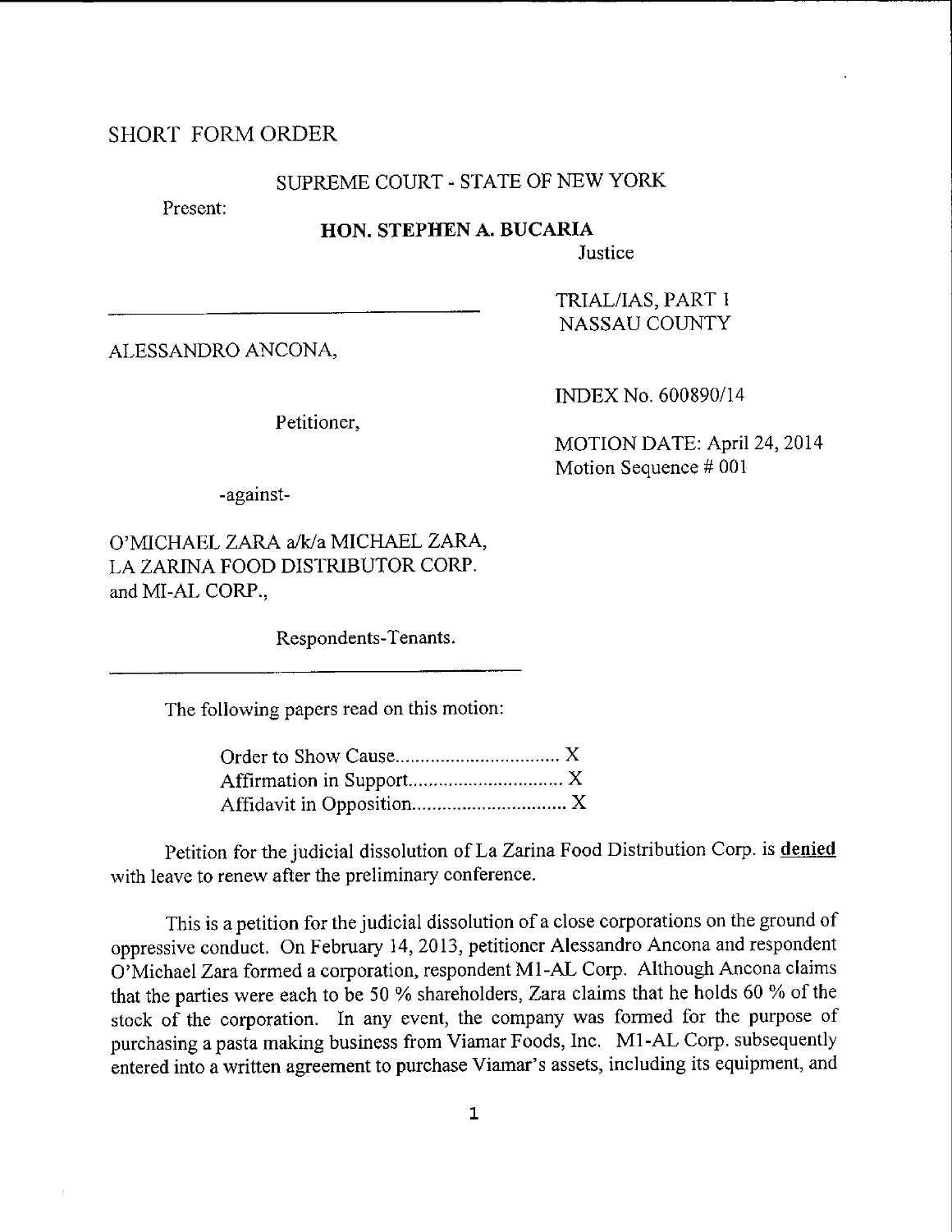SHORT FORM ORDER

SUPREME COURT - STATE OF NEW YORK

Present:

**HON. STEPHEN A. BUCARIA**

Justice

TRIAL/IAS, PART 1
NASSAU COUNTY

ALESSANDRO ANCONA,

Petitioner,

INDEX No. 600890/14

MOTION DATE: April 24, 2014
Motion Sequence # 001

-against-

O'MICHAEL ZARA a/k/a MICHAEL ZARA,
LA ZARINA FOOD DISTRIBUTOR CORP.
and MI-AL CORP.,

Respondents-Tenants.

The following papers read on this motion:

Order to Show Cause................................. X
Affirmation in Support............................... X
Affidavit in Opposition............................... X

Petition for the judicial dissolution of La Zarina Food Distribution Corp. is **denied** with leave to renew after the preliminary conference.

This is a petition for the judicial dissolution of a close corporations on the ground of oppressive conduct. On February 14, 2013, petitioner Alessandro Ancona and respondent O'Michael Zara formed a corporation, respondent M1-AL Corp. Although Ancona claims that the parties were each to be 50 % shareholders, Zara claims that he holds 60 % of the stock of the corporation. In any event, the company was formed for the purpose of purchasing a pasta making business from Viamar Foods, Inc. M1-AL Corp. subsequently entered into a written agreement to purchase Viamar's assets, including its equipment, and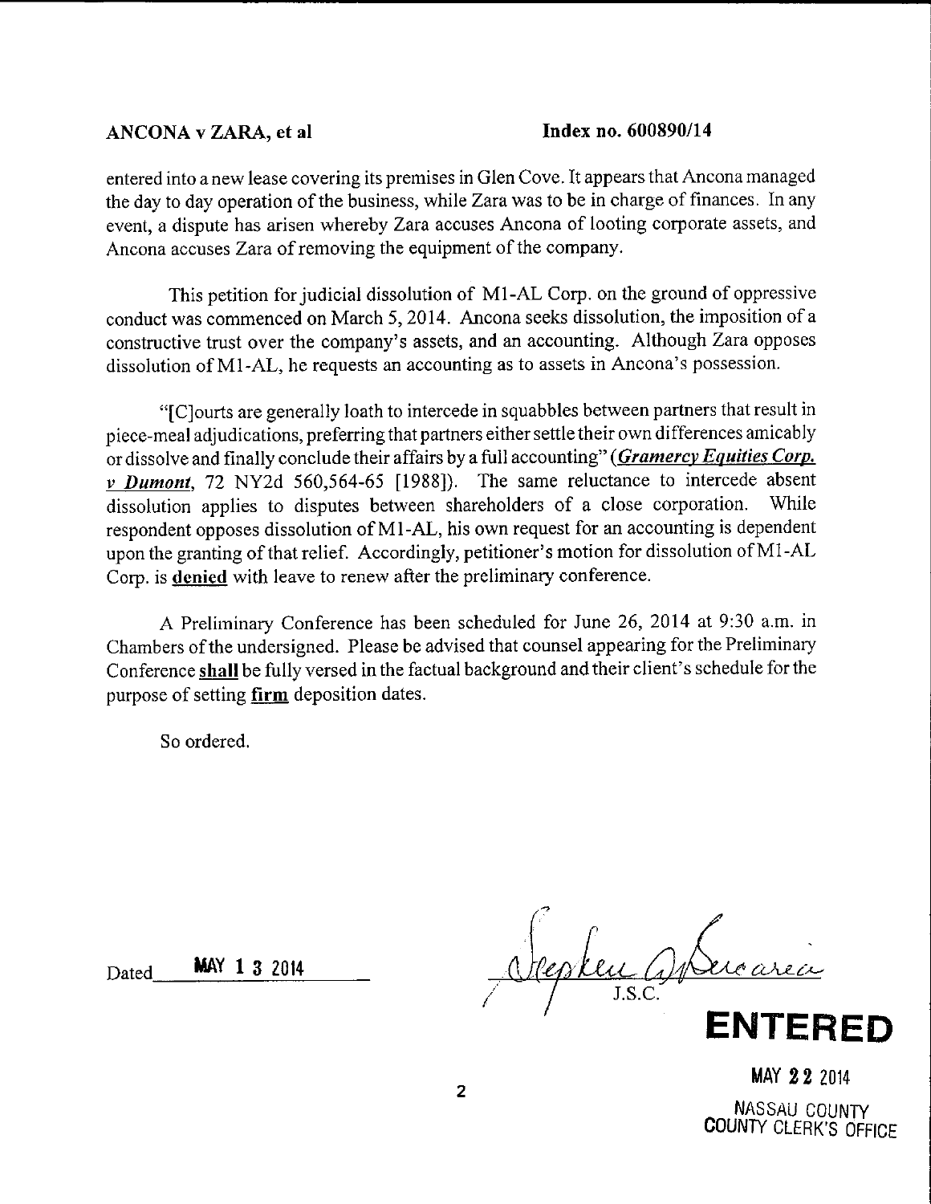entered into a new lease covering its premises in Glen Cove. It appears that Ancona managed the day to day operation of the business, while Zara was to be in charge of finances. In any event, a dispute has arisen whereby Zara accuses Ancona of looting corporate assets, and Ancona accuses Zara of removing the equipment of the company.

This petition for judicial dissolution of M1-AL Corp. on the ground of oppressive conduct was commenced on March 5, 2014. Ancona seeks dissolution, the imposition of a constructive trust over the company's assets, and an accounting. Although Zara opposes dissolution of M1-AL, he requests an accounting as to assets in Ancona's possession.

"[C]ourts are generally loath to intercede in squabbles between partners that result in piece-meal adjudications, preferring that partners either settle their own differences amicably or dissolve and finally conclude their affairs by a full accounting" (***Gramercy Equities Corp. v Dumont***, 72 NY2d 560,564-65 [1988]). The same reluctance to intercede absent dissolution applies to disputes between shareholders of a close corporation. While respondent opposes dissolution of M1-AL, his own request for an accounting is dependent upon the granting of that relief. Accordingly, petitioner's motion for dissolution of M1-AL Corp. is **denied** with leave to renew after the preliminary conference.

A Preliminary Conference has been scheduled for June 26, 2014 at 9:30 a.m. in Chambers of the undersigned. Please be advised that counsel appearing for the Preliminary Conference **shall** be fully versed in the factual background and their client's schedule for the purpose of setting **firm** deposition dates.

So ordered.

Dated MAY 13 2014

Stephen A. Bucaria
J.S.C.

**ENTERED**

MAY 22 2014

NASSAU COUNTY
COUNTY CLERK'S OFFICE